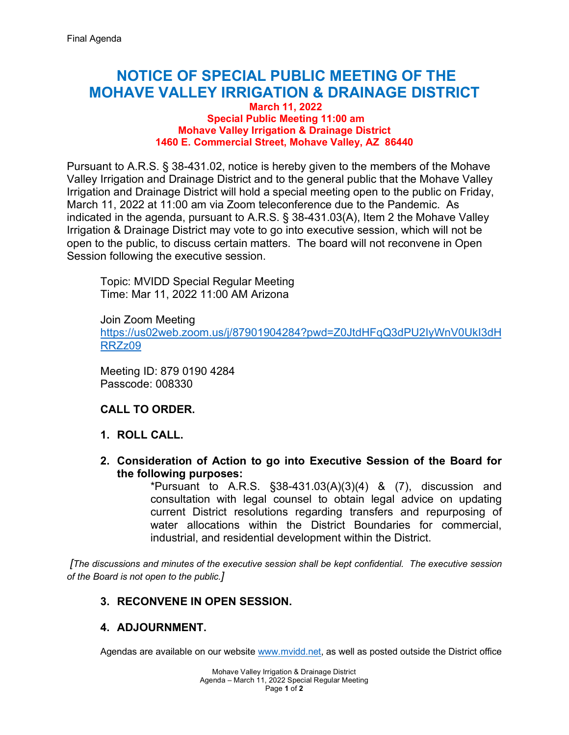Final Agenda

# NOTICE OF SPECIAL PUBLIC MEETING OF THE MOHAVE VALLEY IRRIGATION & DRAINAGE DISTRICT

**March 11, 2022**
**Special Public Meeting 11:00 am**
**Mohave Valley Irrigation & Drainage District**
**1460 E. Commercial Street, Mohave Valley, AZ 86440**

Pursuant to A.R.S. § 38-431.02, notice is hereby given to the members of the Mohave Valley Irrigation and Drainage District and to the general public that the Mohave Valley Irrigation and Drainage District will hold a special meeting open to the public on Friday, March 11, 2022 at 11:00 am via Zoom teleconference due to the Pandemic. As indicated in the agenda, pursuant to A.R.S. § 38-431.03(A), Item 2 the Mohave Valley Irrigation & Drainage District may vote to go into executive session, which will not be open to the public, to discuss certain matters. The board will not reconvene in Open Session following the executive session.

Topic: MVIDD Special Regular Meeting
Time: Mar 11, 2022 11:00 AM Arizona

Join Zoom Meeting
https://us02web.zoom.us/j/87901904284?pwd=Z0JtdHFqQ3dPU2IyWnV0UkI3dHRRZz09

Meeting ID: 879 0190 4284
Passcode: 008330

**CALL TO ORDER.**

1. **ROLL CALL.**

2. **Consideration of Action to go into Executive Session of the Board for the following purposes:**

   *Pursuant to A.R.S. §38-431.03(A)(3)(4) & (7), discussion and consultation with legal counsel to obtain legal advice on updating current District resolutions regarding transfers and repurposing of water allocations within the District Boundaries for commercial, industrial, and residential development within the District.

*[The discussions and minutes of the executive session shall be kept confidential. The executive session of the Board is not open to the public.]*

3. **RECONVENE IN OPEN SESSION.**

4. **ADJOURNMENT.**

Agendas are available on our website www.mvidd.net, as well as posted outside the District office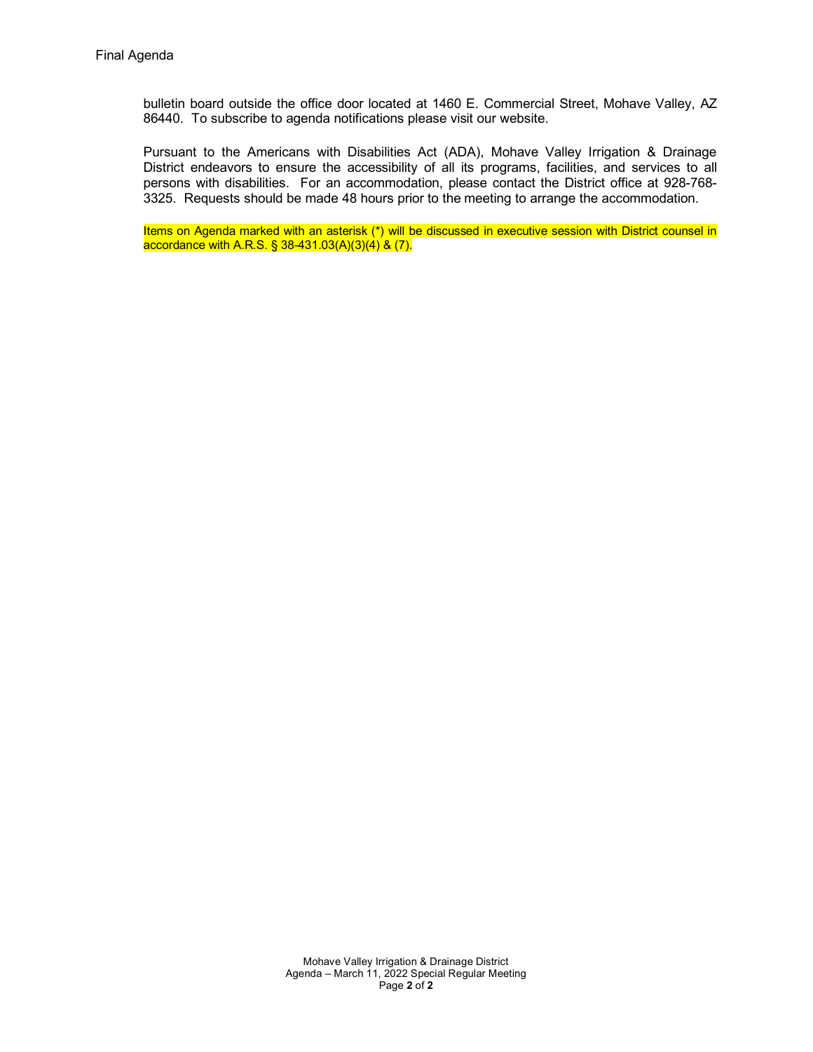bulletin board outside the office door located at 1460 E. Commercial Street, Mohave Valley, AZ 86440. To subscribe to agenda notifications please visit our website.

Pursuant to the Americans with Disabilities Act (ADA), Mohave Valley Irrigation & Drainage District endeavors to ensure the accessibility of all its programs, facilities, and services to all persons with disabilities. For an accommodation, please contact the District office at 928-768-3325. Requests should be made 48 hours prior to the meeting to arrange the accommodation.

Items on Agenda marked with an asterisk (*) will be discussed in executive session with District counsel in accordance with A.R.S. § 38-431.03(A)(3)(4) & (7).